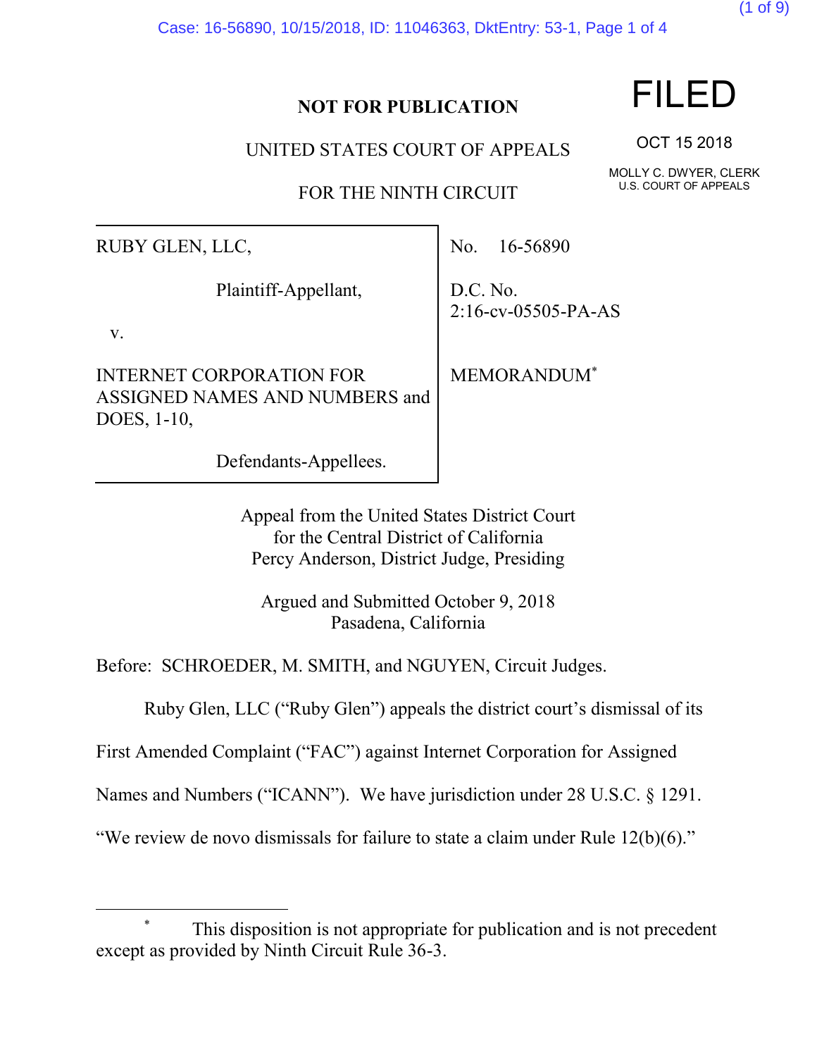**NOT FOR PUBLICATION**

**FILED**

OCT 15 2018

MOLLY C. DWYER, CLERK
U.S. COURT OF APPEALS

UNITED STATES COURT OF APPEALS

FOR THE NINTH CIRCUIT

| | |
|---|---|
| RUBY GLEN, LLC,<br><br>Plaintiff-Appellant,<br><br>v.<br><br>INTERNET CORPORATION FOR ASSIGNED NAMES AND NUMBERS and DOES, 1-10,<br><br>Defendants-Appellees. | No. 16-56890<br><br>D.C. No. 2:16-cv-05505-PA-AS<br><br>MEMORANDUM* |

Appeal from the United States District Court
for the Central District of California
Percy Anderson, District Judge, Presiding

Argued and Submitted October 9, 2018
Pasadena, California

Before: SCHROEDER, M. SMITH, and NGUYEN, Circuit Judges.

Ruby Glen, LLC ("Ruby Glen") appeals the district court's dismissal of its First Amended Complaint ("FAC") against Internet Corporation for Assigned Names and Numbers ("ICANN"). We have jurisdiction under 28 U.S.C. § 1291. "We review de novo dismissals for failure to state a claim under Rule 12(b)(6)."

---

\* This disposition is not appropriate for publication and is not precedent except as provided by Ninth Circuit Rule 36-3.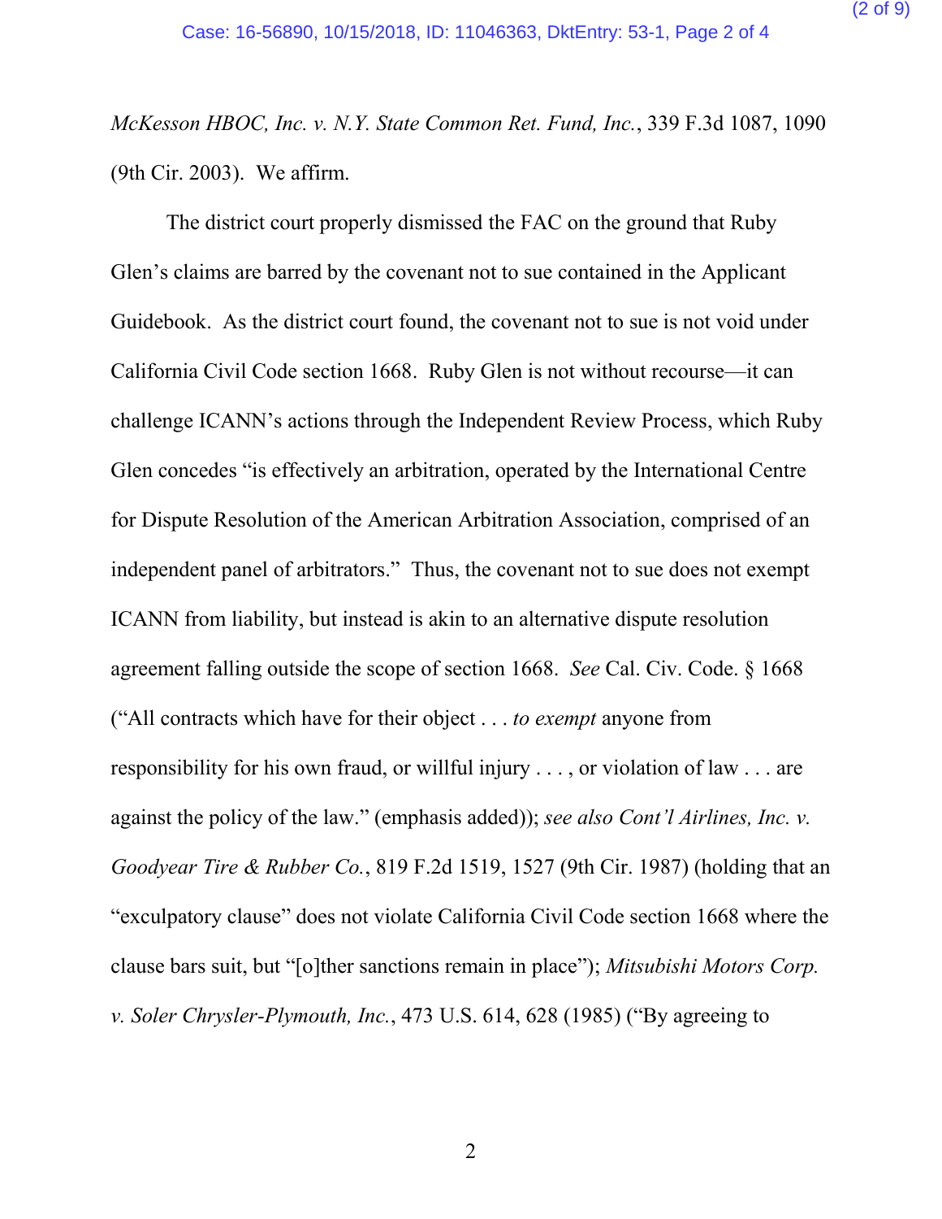*McKesson HBOC, Inc. v. N.Y. State Common Ret. Fund, Inc.*, 339 F.3d 1087, 1090 (9th Cir. 2003). We affirm.

The district court properly dismissed the FAC on the ground that Ruby Glen's claims are barred by the covenant not to sue contained in the Applicant Guidebook. As the district court found, the covenant not to sue is not void under California Civil Code section 1668. Ruby Glen is not without recourse—it can challenge ICANN's actions through the Independent Review Process, which Ruby Glen concedes "is effectively an arbitration, operated by the International Centre for Dispute Resolution of the American Arbitration Association, comprised of an independent panel of arbitrators." Thus, the covenant not to sue does not exempt ICANN from liability, but instead is akin to an alternative dispute resolution agreement falling outside the scope of section 1668. *See* Cal. Civ. Code. § 1668 ("All contracts which have for their object . . . *to exempt* anyone from responsibility for his own fraud, or willful injury . . . , or violation of law . . . are against the policy of the law." (emphasis added)); *see also Cont'l Airlines, Inc. v. Goodyear Tire & Rubber Co.*, 819 F.2d 1519, 1527 (9th Cir. 1987) (holding that an "exculpatory clause" does not violate California Civil Code section 1668 where the clause bars suit, but "[o]ther sanctions remain in place"); *Mitsubishi Motors Corp. v. Soler Chrysler-Plymouth, Inc.*, 473 U.S. 614, 628 (1985) ("By agreeing to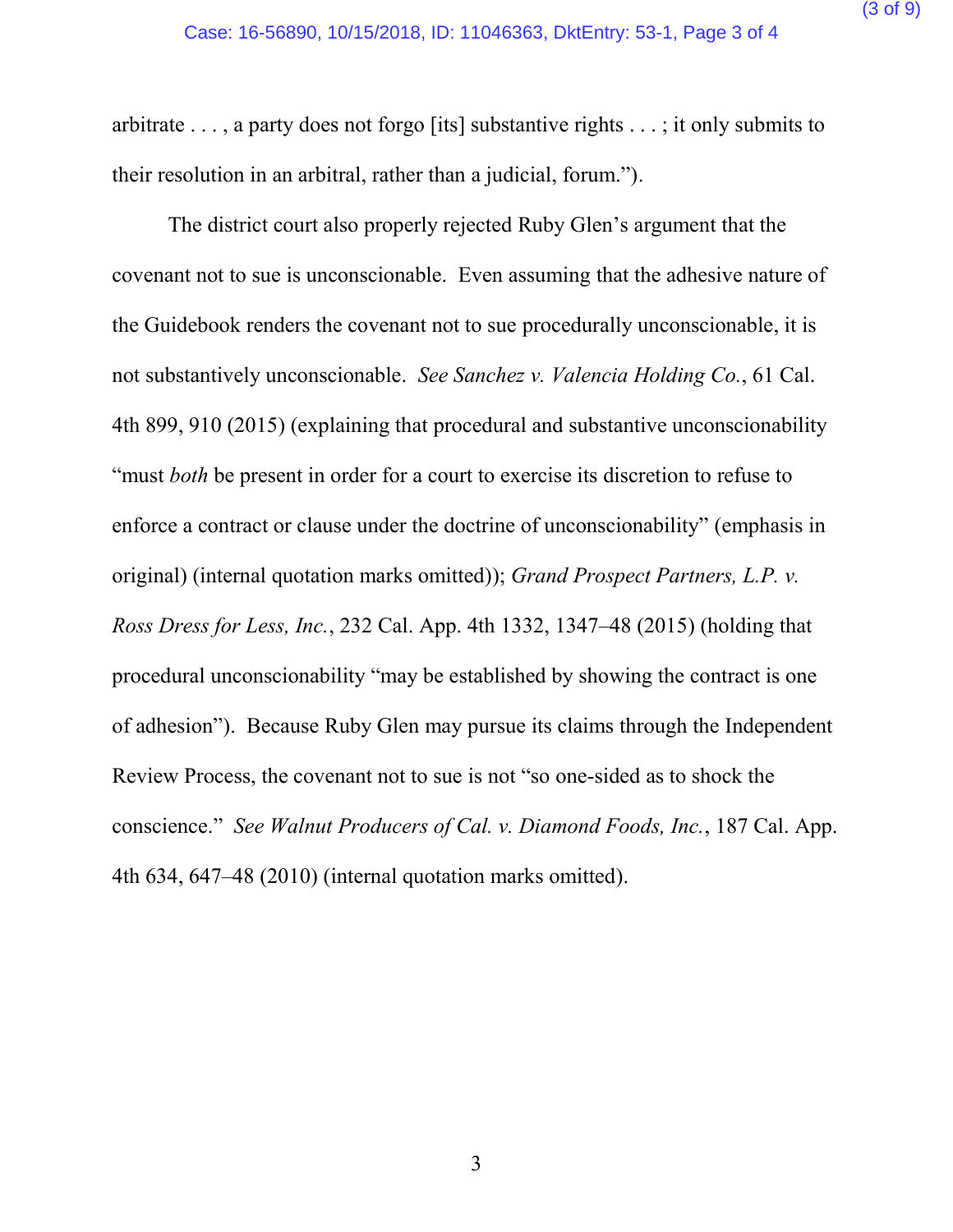arbitrate . . . , a party does not forgo [its] substantive rights . . . ; it only submits to their resolution in an arbitral, rather than a judicial, forum.").

The district court also properly rejected Ruby Glen's argument that the covenant not to sue is unconscionable. Even assuming that the adhesive nature of the Guidebook renders the covenant not to sue procedurally unconscionable, it is not substantively unconscionable. *See Sanchez v. Valencia Holding Co.*, 61 Cal. 4th 899, 910 (2015) (explaining that procedural and substantive unconscionability "must *both* be present in order for a court to exercise its discretion to refuse to enforce a contract or clause under the doctrine of unconscionability" (emphasis in original) (internal quotation marks omitted)); *Grand Prospect Partners, L.P. v. Ross Dress for Less, Inc.*, 232 Cal. App. 4th 1332, 1347–48 (2015) (holding that procedural unconscionability "may be established by showing the contract is one of adhesion"). Because Ruby Glen may pursue its claims through the Independent Review Process, the covenant not to sue is not "so one-sided as to shock the conscience." *See Walnut Producers of Cal. v. Diamond Foods, Inc.*, 187 Cal. App. 4th 634, 647–48 (2010) (internal quotation marks omitted).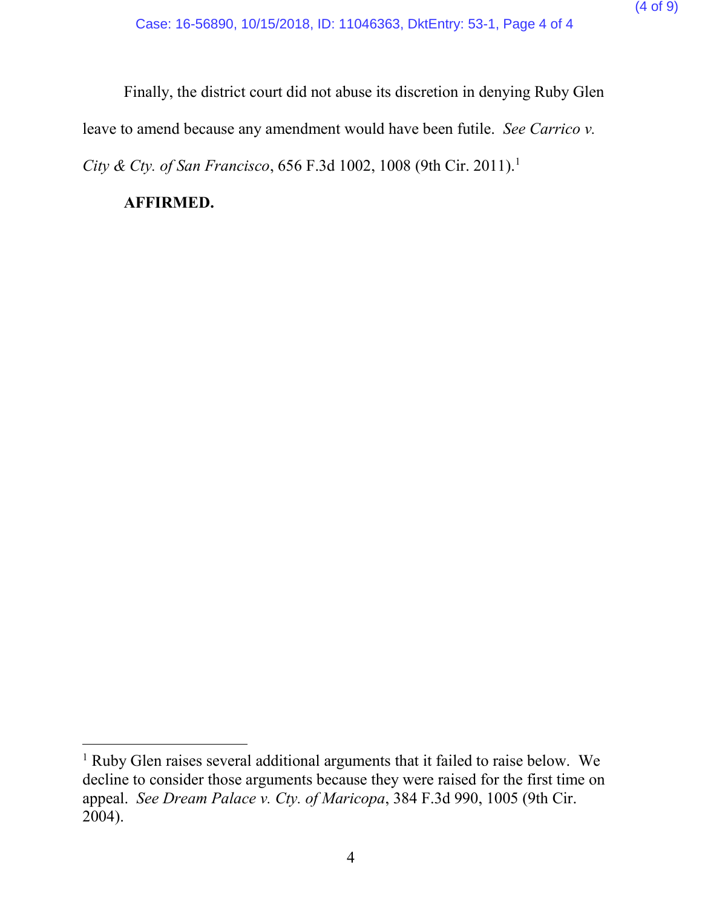Finally, the district court did not abuse its discretion in denying Ruby Glen leave to amend because any amendment would have been futile. *See Carrico v. City & Cty. of San Francisco*, 656 F.3d 1002, 1008 (9th Cir. 2011).[1]

**AFFIRMED.**

---

[1] Ruby Glen raises several additional arguments that it failed to raise below. We decline to consider those arguments because they were raised for the first time on appeal. *See Dream Palace v. Cty. of Maricopa*, 384 F.3d 990, 1005 (9th Cir. 2004).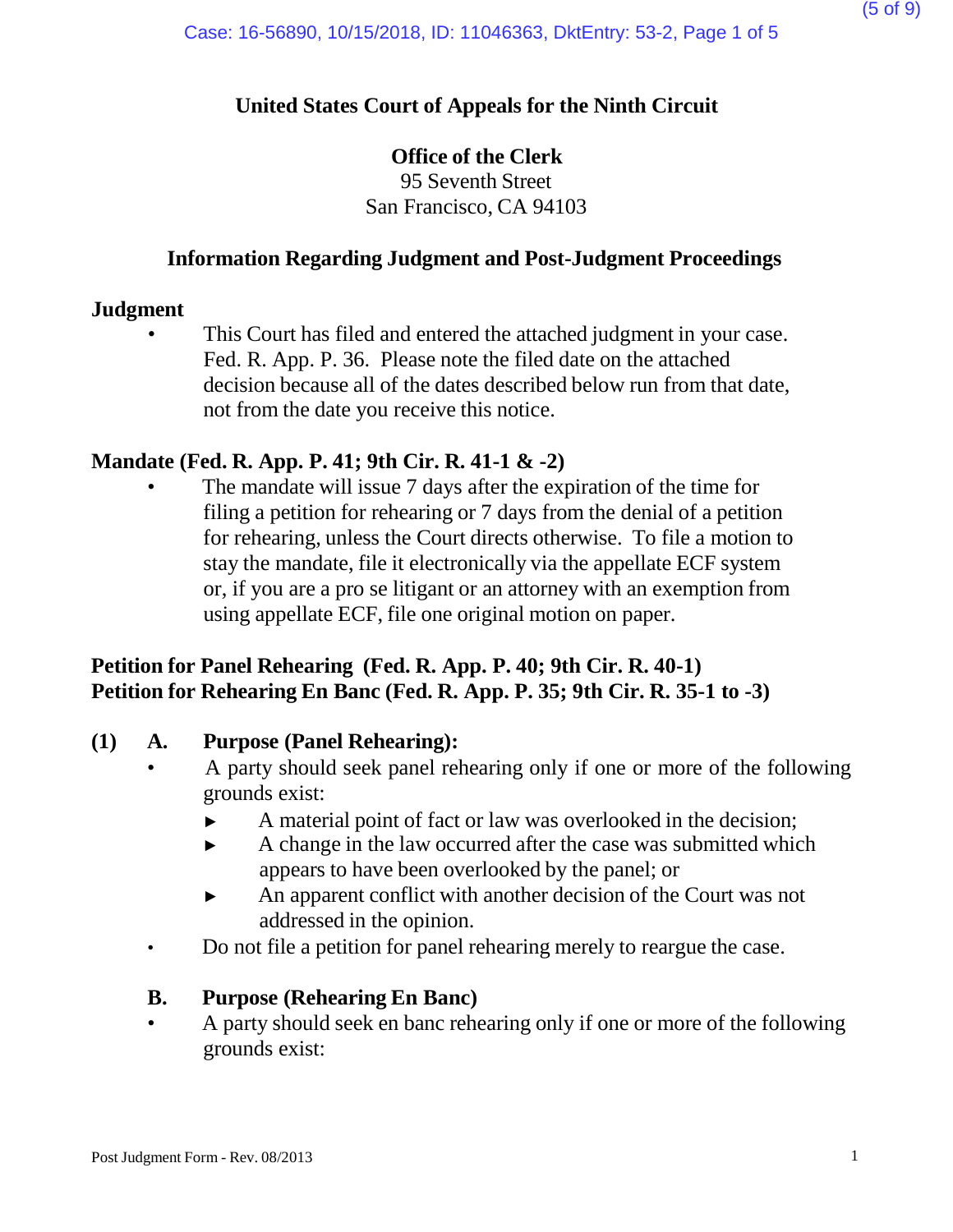**United States Court of Appeals for the Ninth Circuit**

**Office of the Clerk**
95 Seventh Street
San Francisco, CA 94103

**Information Regarding Judgment and Post-Judgment Proceedings**

**Judgment**

- This Court has filed and entered the attached judgment in your case. Fed. R. App. P. 36. Please note the filed date on the attached decision because all of the dates described below run from that date, not from the date you receive this notice.

**Mandate (Fed. R. App. P. 41; 9th Cir. R. 41-1 & -2)**

- The mandate will issue 7 days after the expiration of the time for filing a petition for rehearing or 7 days from the denial of a petition for rehearing, unless the Court directs otherwise. To file a motion to stay the mandate, file it electronically via the appellate ECF system or, if you are a pro se litigant or an attorney with an exemption from using appellate ECF, file one original motion on paper.

**Petition for Panel Rehearing (Fed. R. App. P. 40; 9th Cir. R. 40-1)**
**Petition for Rehearing En Banc (Fed. R. App. P. 35; 9th Cir. R. 35-1 to -3)**

**(1) A. Purpose (Panel Rehearing):**

- A party should seek panel rehearing only if one or more of the following grounds exist:
  - ► A material point of fact or law was overlooked in the decision;
  - ► A change in the law occurred after the case was submitted which appears to have been overlooked by the panel; or
  - ► An apparent conflict with another decision of the Court was not addressed in the opinion.
- Do not file a petition for panel rehearing merely to reargue the case.

**B. Purpose (Rehearing En Banc)**

- A party should seek en banc rehearing only if one or more of the following grounds exist: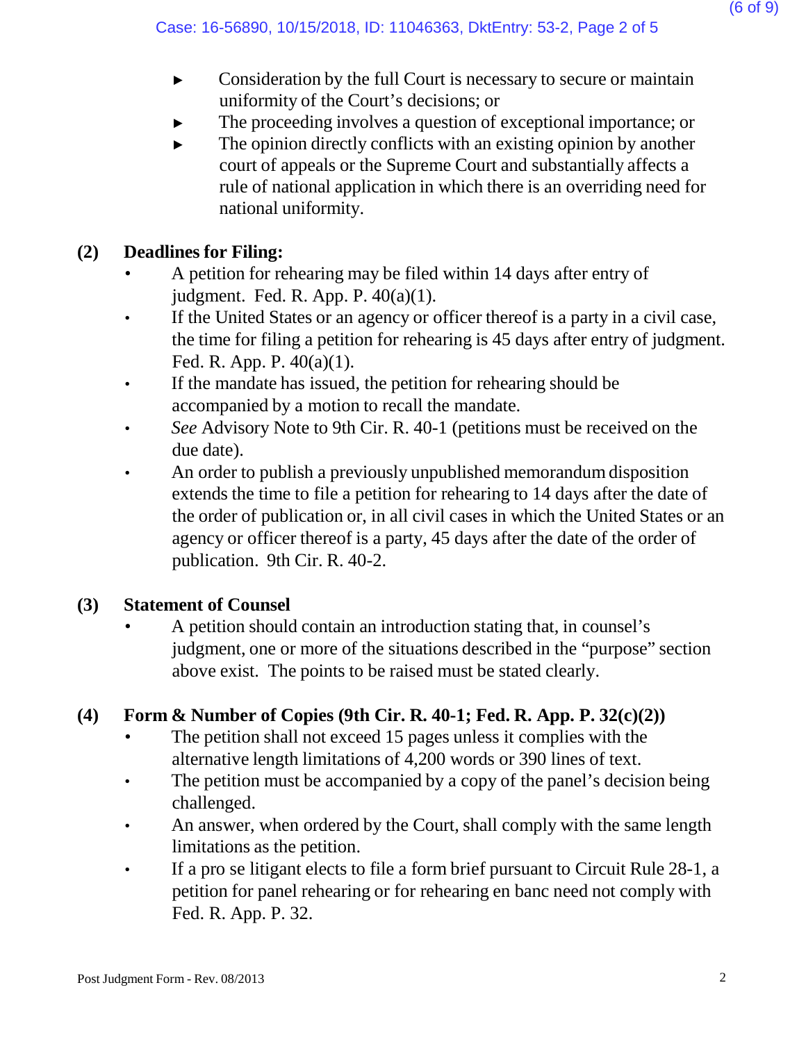- Consideration by the full Court is necessary to secure or maintain uniformity of the Court's decisions; or
- The proceeding involves a question of exceptional importance; or
- The opinion directly conflicts with an existing opinion by another court of appeals or the Supreme Court and substantially affects a rule of national application in which there is an overriding need for national uniformity.

### (2) Deadlines for Filing:

- A petition for rehearing may be filed within 14 days after entry of judgment. Fed. R. App. P. 40(a)(1).
- If the United States or an agency or officer thereof is a party in a civil case, the time for filing a petition for rehearing is 45 days after entry of judgment. Fed. R. App. P. 40(a)(1).
- If the mandate has issued, the petition for rehearing should be accompanied by a motion to recall the mandate.
- *See* Advisory Note to 9th Cir. R. 40-1 (petitions must be received on the due date).
- An order to publish a previously unpublished memorandum disposition extends the time to file a petition for rehearing to 14 days after the date of the order of publication or, in all civil cases in which the United States or an agency or officer thereof is a party, 45 days after the date of the order of publication. 9th Cir. R. 40-2.

### (3) Statement of Counsel

- A petition should contain an introduction stating that, in counsel's judgment, one or more of the situations described in the "purpose" section above exist. The points to be raised must be stated clearly.

### (4) Form & Number of Copies (9th Cir. R. 40-1; Fed. R. App. P. 32(c)(2))

- The petition shall not exceed 15 pages unless it complies with the alternative length limitations of 4,200 words or 390 lines of text.
- The petition must be accompanied by a copy of the panel's decision being challenged.
- An answer, when ordered by the Court, shall comply with the same length limitations as the petition.
- If a pro se litigant elects to file a form brief pursuant to Circuit Rule 28-1, a petition for panel rehearing or for rehearing en banc need not comply with Fed. R. App. P. 32.

Post Judgment Form - Rev. 08/2013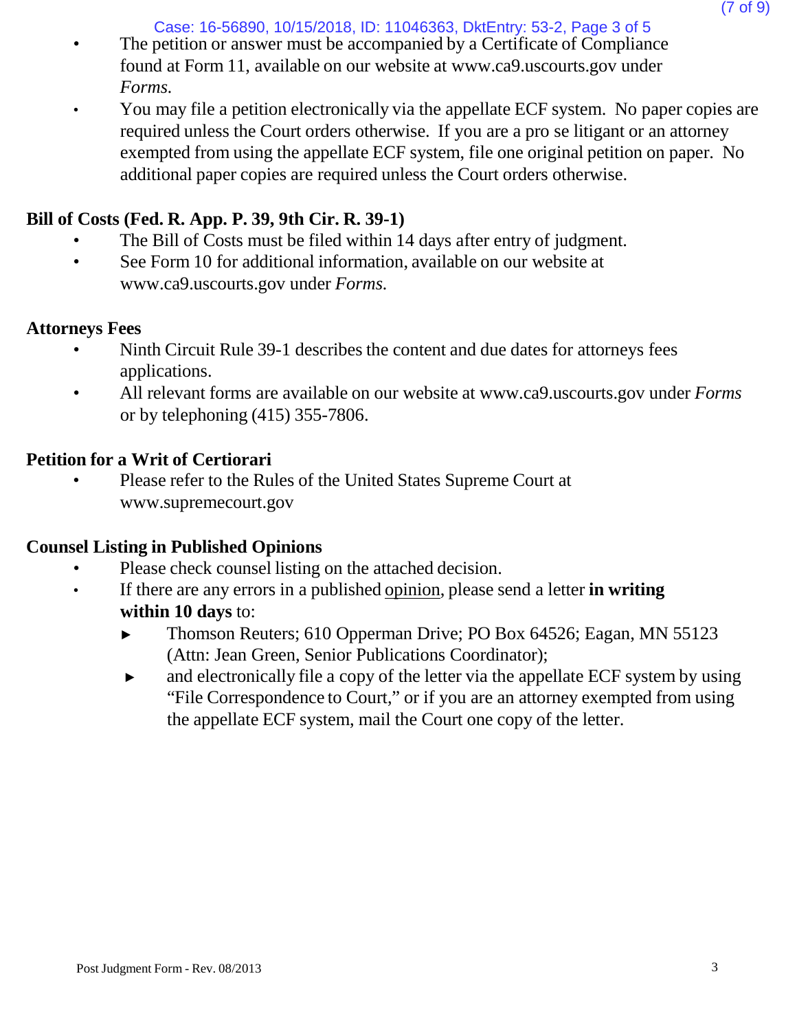- The petition or answer must be accompanied by a Certificate of Compliance found at Form 11, available on our website at www.ca9.uscourts.gov under *Forms.*
- You may file a petition electronically via the appellate ECF system. No paper copies are required unless the Court orders otherwise. If you are a pro se litigant or an attorney exempted from using the appellate ECF system, file one original petition on paper. No additional paper copies are required unless the Court orders otherwise.

**Bill of Costs (Fed. R. App. P. 39, 9th Cir. R. 39-1)**

- The Bill of Costs must be filed within 14 days after entry of judgment.
- See Form 10 for additional information, available on our website at www.ca9.uscourts.gov under *Forms.*

**Attorneys Fees**

- Ninth Circuit Rule 39-1 describes the content and due dates for attorneys fees applications.
- All relevant forms are available on our website at www.ca9.uscourts.gov under *Forms* or by telephoning (415) 355-7806.

**Petition for a Writ of Certiorari**

- Please refer to the Rules of the United States Supreme Court at www.supremecourt.gov

**Counsel Listing in Published Opinions**

- Please check counsel listing on the attached decision.
- If there are any errors in a published opinion, please send a letter **in writing within 10 days** to:
  - Thomson Reuters; 610 Opperman Drive; PO Box 64526; Eagan, MN 55123 (Attn: Jean Green, Senior Publications Coordinator);
  - and electronically file a copy of the letter via the appellate ECF system by using "File Correspondence to Court," or if you are an attorney exempted from using the appellate ECF system, mail the Court one copy of the letter.

Post Judgment Form - Rev. 08/2013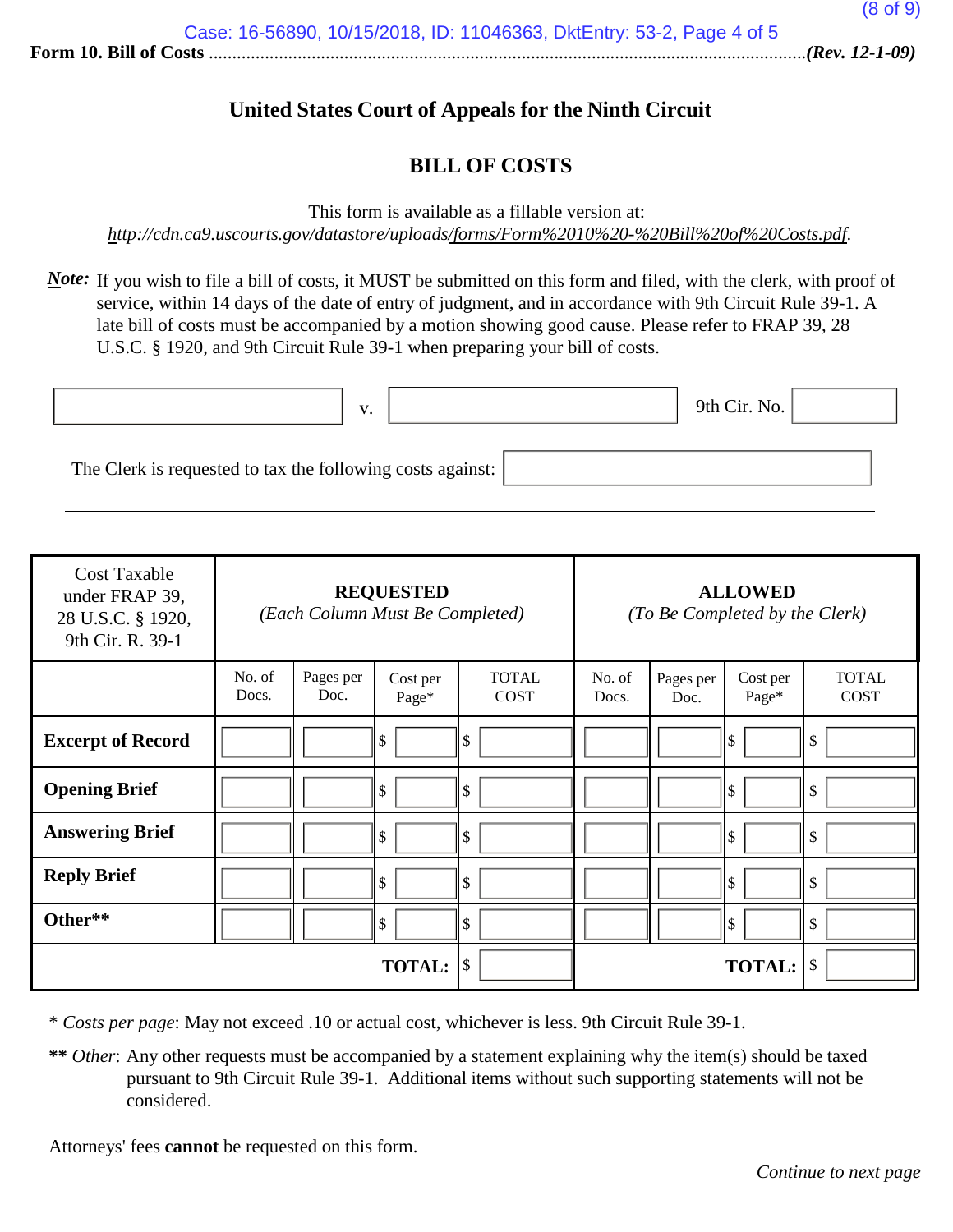**Form 10. Bill of Costs** ................................................................................................................................*(Rev. 12-1-09)*

# United States Court of Appeals for the Ninth Circuit

## BILL OF COSTS

This form is available as a fillable version at:
*http://cdn.ca9.uscourts.gov/datastore/uploads/forms/Form%2010%20-%20Bill%20of%20Costs.pdf.*

***Note:*** If you wish to file a bill of costs, it MUST be submitted on this form and filed, with the clerk, with proof of service, within 14 days of the date of entry of judgment, and in accordance with 9th Circuit Rule 39-1. A late bill of costs must be accompanied by a motion showing good cause. Please refer to FRAP 39, 28 U.S.C. § 1920, and 9th Circuit Rule 39-1 when preparing your bill of costs.

_______________ v. _______________ 9th Cir. No. _______________

The Clerk is requested to tax the following costs against: _______________

| Cost Taxable under FRAP 39, 28 U.S.C. § 1920, 9th Cir. R. 39-1 | **REQUESTED** *(Each Column Must Be Completed)* | | | | **ALLOWED** *(To Be Completed by the Clerk)* | | | |
|---|---|---|---|---|---|---|---|---|
| | No. of Docs. | Pages per Doc. | Cost per Page* | TOTAL COST | No. of Docs. | Pages per Doc. | Cost per Page* | TOTAL COST |
| **Excerpt of Record** | | | $ | $ | | | $ | $ |
| **Opening Brief** | | | $ | $ | | | $ | $ |
| **Answering Brief** | | | $ | $ | | | $ | $ |
| **Reply Brief** | | | $ | $ | | | $ | $ |
| **Other**** | | | $ | $ | | | $ | $ |
| | | | **TOTAL:** | $ | | | **TOTAL:** | $ |

\* *Costs per page*: May not exceed .10 or actual cost, whichever is less. 9th Circuit Rule 39-1.

**\*\*** *Other*: Any other requests must be accompanied by a statement explaining why the item(s) should be taxed pursuant to 9th Circuit Rule 39-1. Additional items without such supporting statements will not be considered.

Attorneys' fees **cannot** be requested on this form.

*Continue to next page*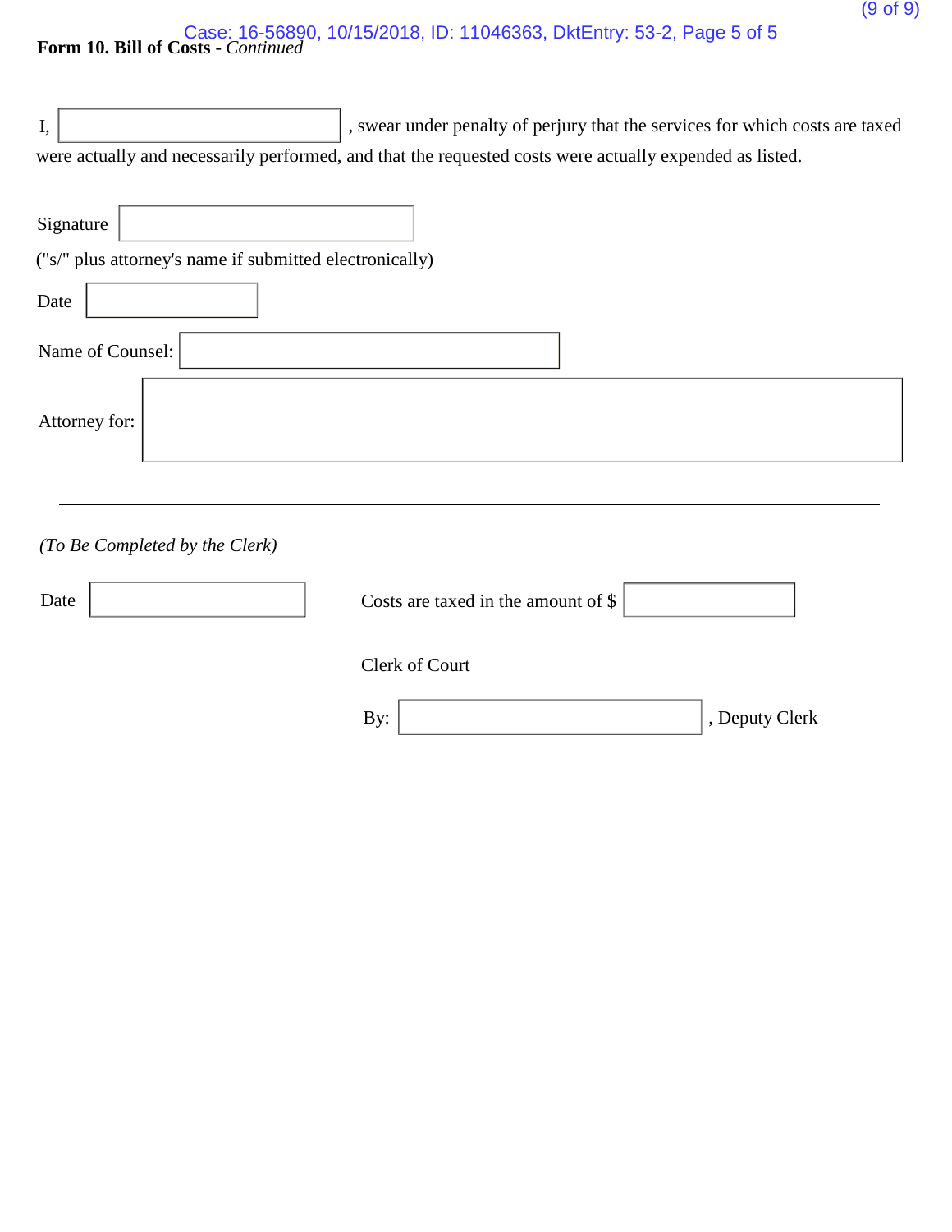**Form 10. Bill of Costs -** *Continued*

I, ____________________ , swear under penalty of perjury that the services for which costs are taxed were actually and necessarily performed, and that the requested costs were actually expended as listed.

Signature ____________________

("s/" plus attorney's name if submitted electronically)

Date ____________________

Name of Counsel: ____________________

Attorney for: ____________________

---

*(To Be Completed by the Clerk)*

Date ____________________ Costs are taxed in the amount of $ ____________________

Clerk of Court

By: ____________________ , Deputy Clerk